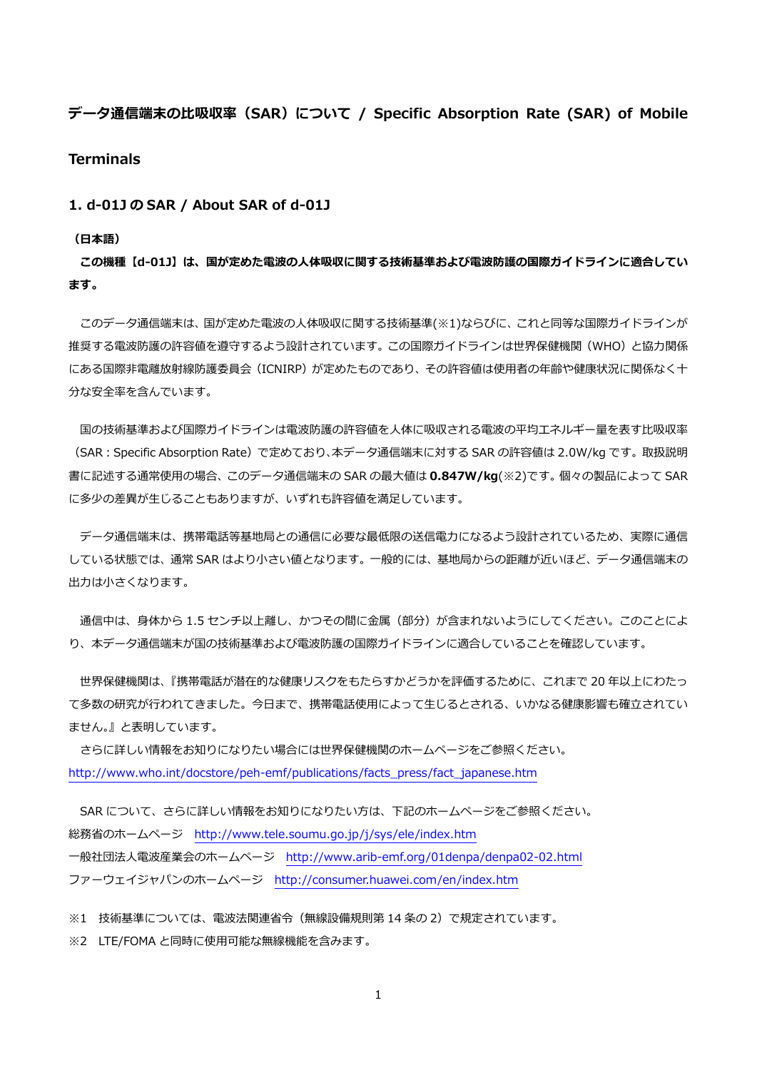# データ通信端末の比吸収率（SAR）について / Specific Absorption Rate (SAR) of Mobile Terminals

## 1. d-01J の SAR / About SAR of d-01J

**（日本語）**

**この機種【d-01J】は、国が定めた電波の人体吸収に関する技術基準および電波防護の国際ガイドラインに適合しています。**

このデータ通信端末は、国が定めた電波の人体吸収に関する技術基準(※1)ならびに、これと同等な国際ガイドラインが推奨する電波防護の許容値を遵守するよう設計されています。この国際ガイドラインは世界保健機関（WHO）と協力関係にある国際非電離放射線防護委員会（ICNIRP）が定めたものであり、その許容値は使用者の年齢や健康状況に関係なく十分な安全率を含んでいます。

国の技術基準および国際ガイドラインは電波防護の許容値を人体に吸収される電波の平均エネルギー量を表す比吸収率（SAR：Specific Absorption Rate）で定めており、本データ通信端末に対する SAR の許容値は 2.0W/kg です。取扱説明書に記述する通常使用の場合、このデータ通信端末の SAR の最大値は **0.847W/kg**(※2)です。個々の製品によって SAR に多少の差異が生じることもありますが、いずれも許容値を満足しています。

データ通信端末は、携帯電話等基地局との通信に必要な最低限の送信電力になるよう設計されているため、実際に通信している状態では、通常 SAR はより小さい値となります。一般的には、基地局からの距離が近いほど、データ通信端末の出力は小さくなります。

通信中は、身体から 1.5 センチ以上離し、かつその間に金属（部分）が含まれないようにしてください。このことにより、本データ通信端末が国の技術基準および電波防護の国際ガイドラインに適合していることを確認しています。

世界保健機関は、『携帯電話が潜在的な健康リスクをもたらすかどうかを評価するために、これまで 20 年以上にわたって多数の研究が行われてきました。今日まで、携帯電話使用によって生じるとされる、いかなる健康影響も確立されていません。』と表明しています。

さらに詳しい情報をお知りになりたい場合には世界保健機関のホームページをご参照ください。
http://www.who.int/docstore/peh-emf/publications/facts_press/fact_japanese.htm

SAR について、さらに詳しい情報をお知りになりたい方は、下記のホームページをご参照ください。
総務省のホームページ　http://www.tele.soumu.go.jp/j/sys/ele/index.htm
一般社団法人電波産業会のホームページ　http://www.arib-emf.org/01denpa/denpa02-02.html
ファーウェイジャパンのホームページ　http://consumer.huawei.com/en/index.htm

※1　技術基準については、電波法関連省令（無線設備規則第 14 条の 2）で規定されています。
※2　LTE/FOMA と同時に使用可能な無線機能を含みます。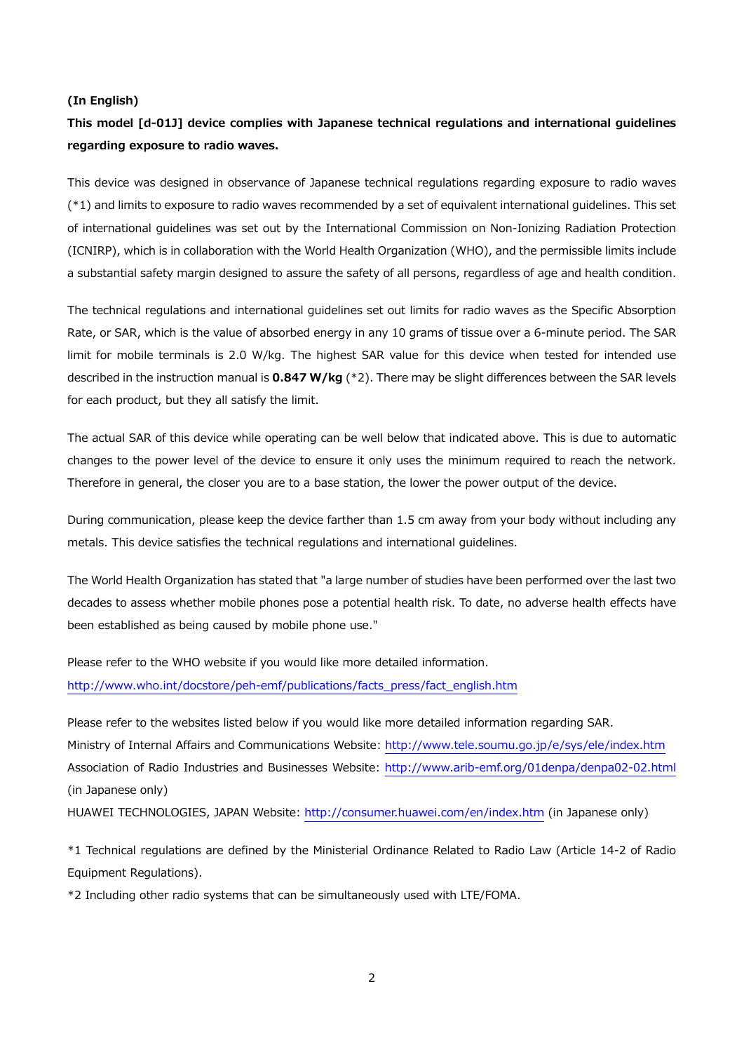**(In English)**

**This model [d-01J] device complies with Japanese technical regulations and international guidelines regarding exposure to radio waves.**

This device was designed in observance of Japanese technical regulations regarding exposure to radio waves (*1) and limits to exposure to radio waves recommended by a set of equivalent international guidelines. This set of international guidelines was set out by the International Commission on Non-Ionizing Radiation Protection (ICNIRP), which is in collaboration with the World Health Organization (WHO), and the permissible limits include a substantial safety margin designed to assure the safety of all persons, regardless of age and health condition.

The technical regulations and international guidelines set out limits for radio waves as the Specific Absorption Rate, or SAR, which is the value of absorbed energy in any 10 grams of tissue over a 6-minute period. The SAR limit for mobile terminals is 2.0 W/kg. The highest SAR value for this device when tested for intended use described in the instruction manual is **0.847 W/kg** (*2). There may be slight differences between the SAR levels for each product, but they all satisfy the limit.

The actual SAR of this device while operating can be well below that indicated above. This is due to automatic changes to the power level of the device to ensure it only uses the minimum required to reach the network. Therefore in general, the closer you are to a base station, the lower the power output of the device.

During communication, please keep the device farther than 1.5 cm away from your body without including any metals. This device satisfies the technical regulations and international guidelines.

The World Health Organization has stated that "a large number of studies have been performed over the last two decades to assess whether mobile phones pose a potential health risk. To date, no adverse health effects have been established as being caused by mobile phone use."

Please refer to the WHO website if you would like more detailed information.
http://www.who.int/docstore/peh-emf/publications/facts_press/fact_english.htm

Please refer to the websites listed below if you would like more detailed information regarding SAR.
Ministry of Internal Affairs and Communications Website: http://www.tele.soumu.go.jp/e/sys/ele/index.htm
Association of Radio Industries and Businesses Website: http://www.arib-emf.org/01denpa/denpa02-02.html (in Japanese only)
HUAWEI TECHNOLOGIES, JAPAN Website: http://consumer.huawei.com/en/index.htm (in Japanese only)

*1 Technical regulations are defined by the Ministerial Ordinance Related to Radio Law (Article 14-2 of Radio Equipment Regulations).

*2 Including other radio systems that can be simultaneously used with LTE/FOMA.